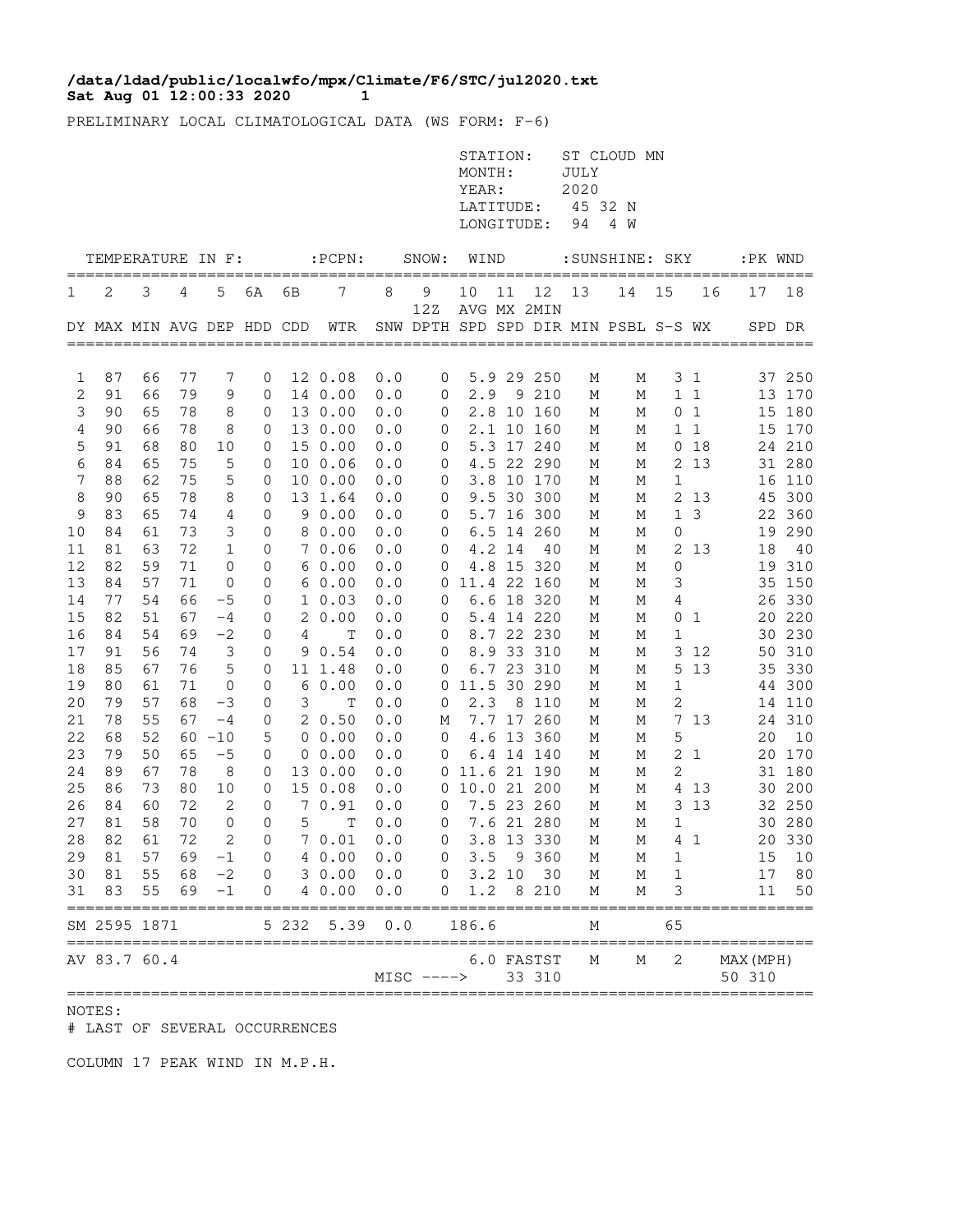**/data/ldad/public/localwfo/mpx/Climate/F6/STC/jul2020.txt**
**Sat Aug 01 12:00:33 2020 1**

PRELIMINARY LOCAL CLIMATOLOGICAL DATA (WS FORM: F-6)

STATION: ST CLOUD MN
MONTH: JULY
YEAR: 2020
LATITUDE: 45 32 N
LONGITUDE: 94 4 W

| TEMPERATURE IN F: | | | | | | | :PCPN: | SNOW: | | WIND | | | :SUNSHINE: | | SKY | | :PK WND | |
|---|---|---|---|---|---|---|---|---|---|---|---|---|---|---|---|---|---|---|
| 1 | 2 | 3 | 4 | 5 | 6A | 6B | 7 | 8 | 9 12Z | 10 AVG | 11 MX | 12 2MIN | 13 | 14 | 15 | 16 | 17 | 18 |
| DY | MAX | MIN | AVG | DEP | HDD | CDD | WTR | SNW | DPTH | SPD | SPD | DIR | MIN | PSBL | S-S | WX | SPD | DR |
| 1 | 87 | 66 | 77 | 7 | 0 | 12 | 0.08 | 0.0 | 0 | 5.9 | 29 | 250 | M | M | 3 | 1 | 37 | 250 |
| 2 | 91 | 66 | 79 | 9 | 0 | 14 | 0.00 | 0.0 | 0 | 2.9 | 9 | 210 | M | M | 1 | 1 | 13 | 170 |
| 3 | 90 | 65 | 78 | 8 | 0 | 13 | 0.00 | 0.0 | 0 | 2.8 | 10 | 160 | M | M | 0 | 1 | 15 | 180 |
| 4 | 90 | 66 | 78 | 8 | 0 | 13 | 0.00 | 0.0 | 0 | 2.1 | 10 | 160 | M | M | 1 | 1 | 15 | 170 |
| 5 | 91 | 68 | 80 | 10 | 0 | 15 | 0.00 | 0.0 | 0 | 5.3 | 17 | 240 | M | M | 0 | 18 | 24 | 210 |
| 6 | 84 | 65 | 75 | 5 | 0 | 10 | 0.06 | 0.0 | 0 | 4.5 | 22 | 290 | M | M | 2 | 13 | 31 | 280 |
| 7 | 88 | 62 | 75 | 5 | 0 | 10 | 0.00 | 0.0 | 0 | 3.8 | 10 | 170 | M | M | 1 | | 16 | 110 |
| 8 | 90 | 65 | 78 | 8 | 0 | 13 | 1.64 | 0.0 | 0 | 9.5 | 30 | 300 | M | M | 2 | 13 | 45 | 300 |
| 9 | 83 | 65 | 74 | 4 | 0 | 9 | 0.00 | 0.0 | 0 | 5.7 | 16 | 300 | M | M | 1 | 3 | 22 | 360 |
| 10 | 84 | 61 | 73 | 3 | 0 | 8 | 0.00 | 0.0 | 0 | 6.5 | 14 | 260 | M | M | 0 | | 19 | 290 |
| 11 | 81 | 63 | 72 | 1 | 0 | 7 | 0.06 | 0.0 | 0 | 4.2 | 14 | 40 | M | M | 2 | 13 | 18 | 40 |
| 12 | 82 | 59 | 71 | 0 | 0 | 6 | 0.00 | 0.0 | 0 | 4.8 | 15 | 320 | M | M | 0 | | 19 | 310 |
| 13 | 84 | 57 | 71 | 0 | 0 | 6 | 0.00 | 0.0 | 0 | 11.4 | 22 | 160 | M | M | 3 | | 35 | 150 |
| 14 | 77 | 54 | 66 | -5 | 0 | 1 | 0.03 | 0.0 | 0 | 6.6 | 18 | 320 | M | M | 4 | | 26 | 330 |
| 15 | 82 | 51 | 67 | -4 | 0 | 2 | 0.00 | 0.0 | 0 | 5.4 | 14 | 220 | M | M | 0 | 1 | 20 | 220 |
| 16 | 84 | 54 | 69 | -2 | 0 | 4 | T | 0.0 | 0 | 8.7 | 22 | 230 | M | M | 1 | | 30 | 230 |
| 17 | 91 | 56 | 74 | 3 | 0 | 9 | 0.54 | 0.0 | 0 | 8.9 | 33 | 310 | M | M | 3 | 12 | 50 | 310 |
| 18 | 85 | 67 | 76 | 5 | 0 | 11 | 1.48 | 0.0 | 0 | 6.7 | 23 | 310 | M | M | 5 | 13 | 35 | 330 |
| 19 | 80 | 61 | 71 | 0 | 0 | 6 | 0.00 | 0.0 | 0 | 11.5 | 30 | 290 | M | M | 1 | | 44 | 300 |
| 20 | 79 | 57 | 68 | -3 | 0 | 3 | T | 0.0 | 0 | 2.3 | 8 | 110 | M | M | 2 | | 14 | 110 |
| 21 | 78 | 55 | 67 | -4 | 0 | 2 | 0.50 | 0.0 | M | 7.7 | 17 | 260 | M | M | 7 | 13 | 24 | 310 |
| 22 | 68 | 52 | 60 | -10 | 5 | 0 | 0.00 | 0.0 | 0 | 4.6 | 13 | 360 | M | M | 5 | | 20 | 10 |
| 23 | 79 | 50 | 65 | -5 | 0 | 0 | 0.00 | 0.0 | 0 | 6.4 | 14 | 140 | M | M | 2 | 1 | 20 | 170 |
| 24 | 89 | 67 | 78 | 8 | 0 | 13 | 0.00 | 0.0 | 0 | 11.6 | 21 | 190 | M | M | 2 | | 31 | 180 |
| 25 | 86 | 73 | 80 | 10 | 0 | 15 | 0.08 | 0.0 | 0 | 10.0 | 21 | 200 | M | M | 4 | 13 | 30 | 200 |
| 26 | 84 | 60 | 72 | 2 | 0 | 7 | 0.91 | 0.0 | 0 | 7.5 | 23 | 260 | M | M | 3 | 13 | 32 | 250 |
| 27 | 81 | 58 | 70 | 0 | 0 | 5 | T | 0.0 | 0 | 7.6 | 21 | 280 | M | M | 1 | | 30 | 280 |
| 28 | 82 | 61 | 72 | 2 | 0 | 7 | 0.01 | 0.0 | 0 | 3.8 | 13 | 330 | M | M | 4 | 1 | 20 | 330 |
| 29 | 81 | 57 | 69 | -1 | 0 | 4 | 0.00 | 0.0 | 0 | 3.5 | 9 | 360 | M | M | 1 | | 15 | 10 |
| 30 | 81 | 55 | 68 | -2 | 0 | 3 | 0.00 | 0.0 | 0 | 3.2 | 10 | 30 | M | M | 1 | | 17 | 80 |
| 31 | 83 | 55 | 69 | -1 | 0 | 4 | 0.00 | 0.0 | 0 | 1.2 | 8 | 210 | M | M | 3 | | 11 | 50 |
| SM | 2595 | 1871 | | | 5 | 232 | 5.39 | 0.0 | | 186.6 | | | M | | 65 | | | |
| AV | 83.7 | 60.4 | | | | | | MISC ----> | | 6.0 | FASTST 33 | 310 | M | M | 2 | | MAX(MPH) 50 | 310 |

NOTES:
# LAST OF SEVERAL OCCURRENCES

COLUMN 17 PEAK WIND IN M.P.H.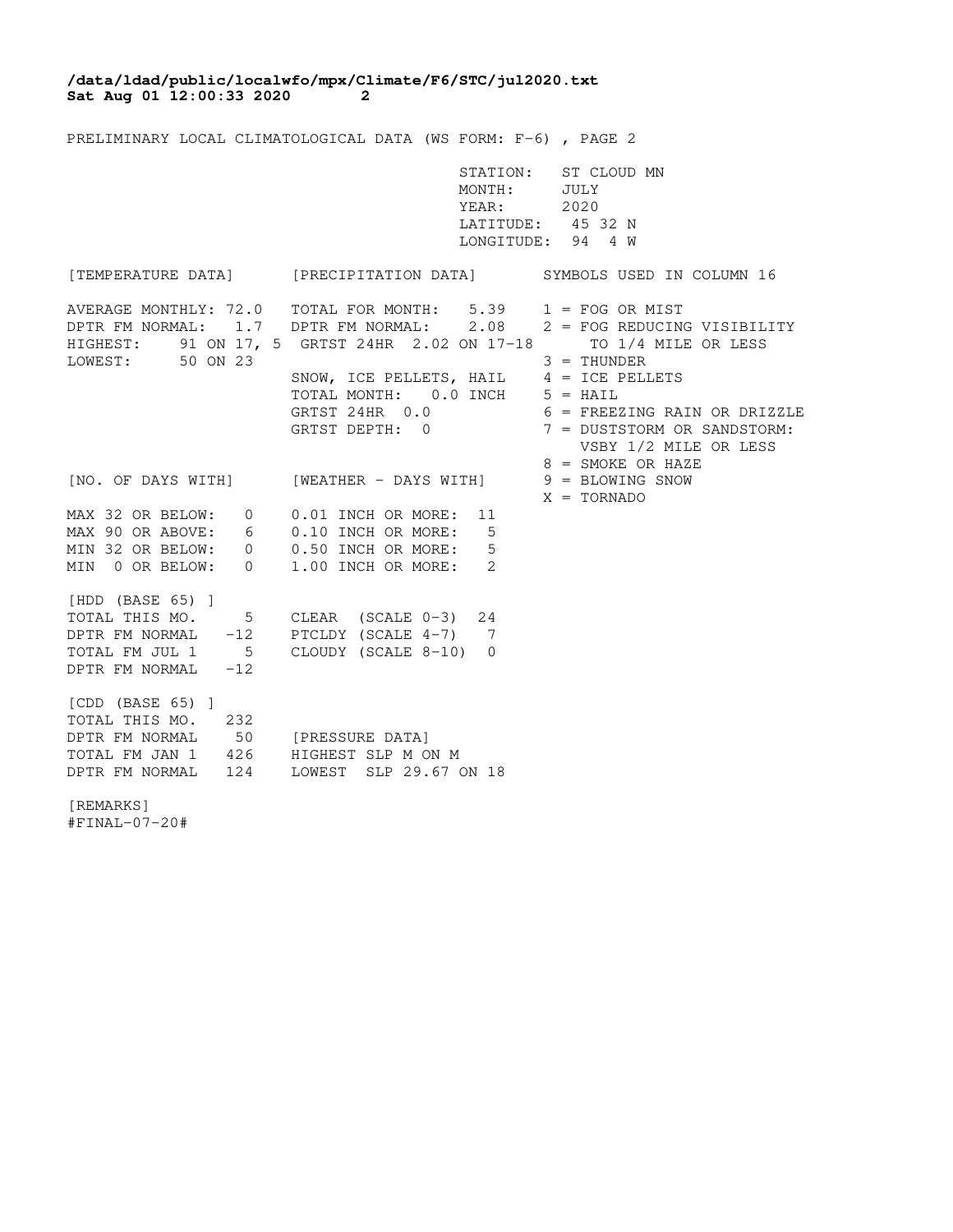**/data/ldad/public/localwfo/mpx/Climate/F6/STC/jul2020.txt**
**Sat Aug 01 12:00:33 2020 2**

PRELIMINARY LOCAL CLIMATOLOGICAL DATA (WS FORM: F-6) , PAGE 2

STATION: ST CLOUD MN
MONTH: JULY
YEAR: 2020
LATITUDE: 45 32 N
LONGITUDE: 94 4 W

[TEMPERATURE DATA]

AVERAGE MONTHLY: 72.0
DPTR FM NORMAL: 1.7
HIGHEST: 91 ON 17, 5
LOWEST: 50 ON 23

[PRECIPITATION DATA]

TOTAL FOR MONTH: 5.39
DPTR FM NORMAL: 2.08
GRTST 24HR 2.02 ON 17-18

SNOW, ICE PELLETS, HAIL
TOTAL MONTH: 0.0 INCH
GRTST 24HR 0.0
GRTST DEPTH: 0

SYMBOLS USED IN COLUMN 16

1 = FOG OR MIST
2 = FOG REDUCING VISIBILITY TO 1/4 MILE OR LESS
3 = THUNDER
4 = ICE PELLETS
5 = HAIL
6 = FREEZING RAIN OR DRIZZLE
7 = DUSTSTORM OR SANDSTORM: VSBY 1/2 MILE OR LESS
8 = SMOKE OR HAZE
9 = BLOWING SNOW
X = TORNADO

[NO. OF DAYS WITH]

MAX 32 OR BELOW: 0
MAX 90 OR ABOVE: 6
MIN 32 OR BELOW: 0
MIN 0 OR BELOW: 0

[WEATHER - DAYS WITH]

0.01 INCH OR MORE: 11
0.10 INCH OR MORE: 5
0.50 INCH OR MORE: 5
1.00 INCH OR MORE: 2

CLEAR (SCALE 0-3) 24
PTCLDY (SCALE 4-7) 7
CLOUDY (SCALE 8-10) 0

[HDD (BASE 65) ]

TOTAL THIS MO. 5
DPTR FM NORMAL -12
TOTAL FM JUL 1 5
DPTR FM NORMAL -12

[CDD (BASE 65) ]

TOTAL THIS MO. 232
DPTR FM NORMAL 50
TOTAL FM JAN 1 426
DPTR FM NORMAL 124

[PRESSURE DATA]

HIGHEST SLP M ON M
LOWEST SLP 29.67 ON 18

[REMARKS]

#FINAL-07-20#